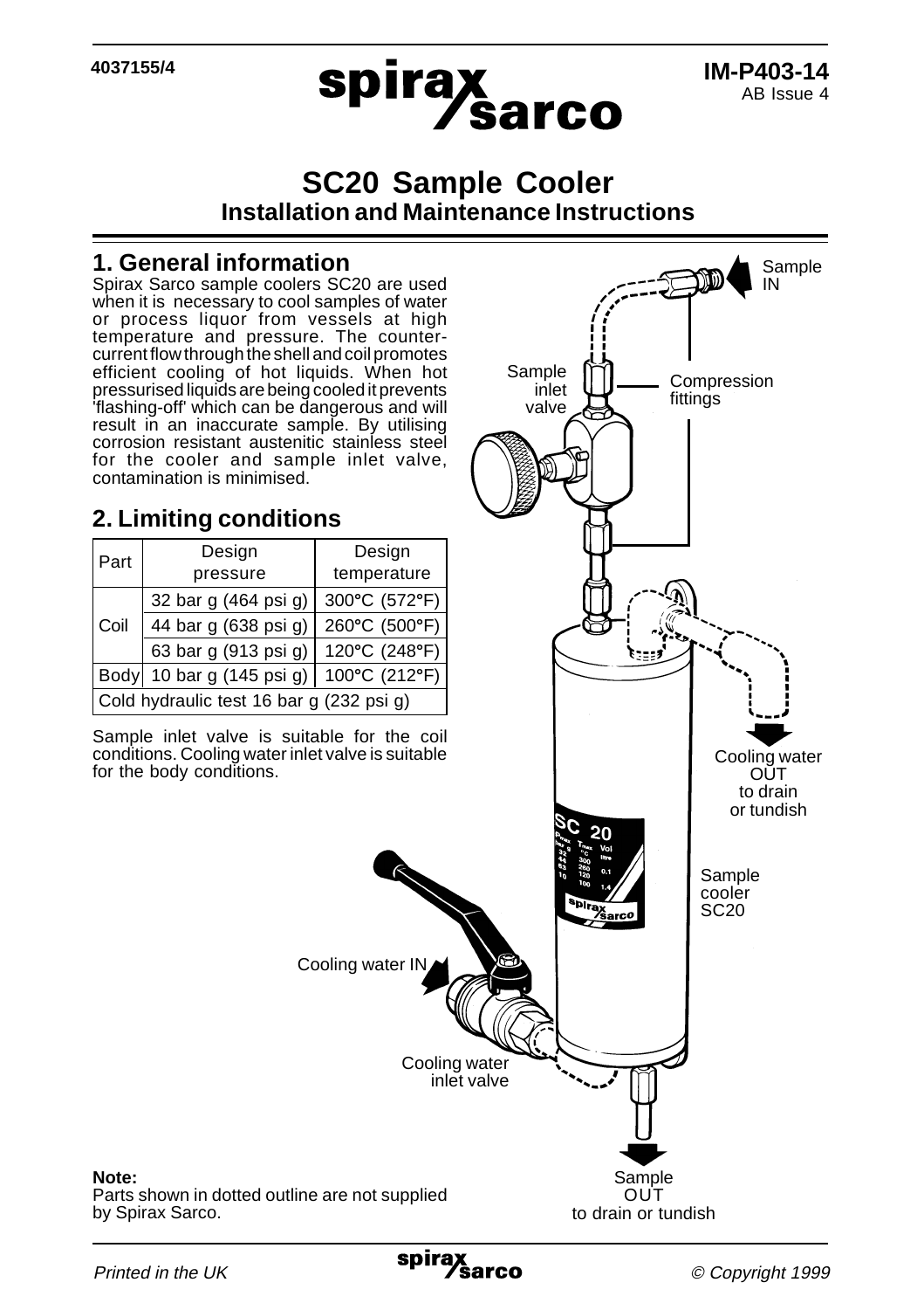# SC20 Sample Cooler

## Installation and Maintenance Instructions

## 1. General information

Spirax Sarco sample coolers SC20 are used when it is necessary to cool samples of water or process liquor from vessels at high temperature and pressure. The counter-current flow through the shell and coil promotes efficient cooling of hot liquids. When hot pressurised liquids are being cooled it prevents 'flashing-off' which can be dangerous and will result in an inaccurate sample. By utilising corrosion resistant austenitic stainless steel for the cooler and sample inlet valve, contamination is minimised.

## 2. Limiting conditions

| Part | Design pressure | Design temperature |
|---|---|---|
| Coil | 32 bar g (464 psi g) | 300°C (572°F) |
| | 44 bar g (638 psi g) | 260°C (500°F) |
| | 63 bar g (913 psi g) | 120°C (248°F) |
| Body | 10 bar g (145 psi g) | 100°C (212°F) |
| Cold hydraulic test 16 bar g (232 psi g) | | |

Sample inlet valve is suitable for the coil conditions. Cooling water inlet valve is suitable for the body conditions.

Sample IN

Sample inlet valve

Compression fittings

Cooling water OUT to drain or tundish

Sample cooler SC20

Cooling water IN

Cooling water inlet valve

Sample OUT to drain or tundish

**Note:**
Parts shown in dotted outline are not supplied by Spirax Sarco.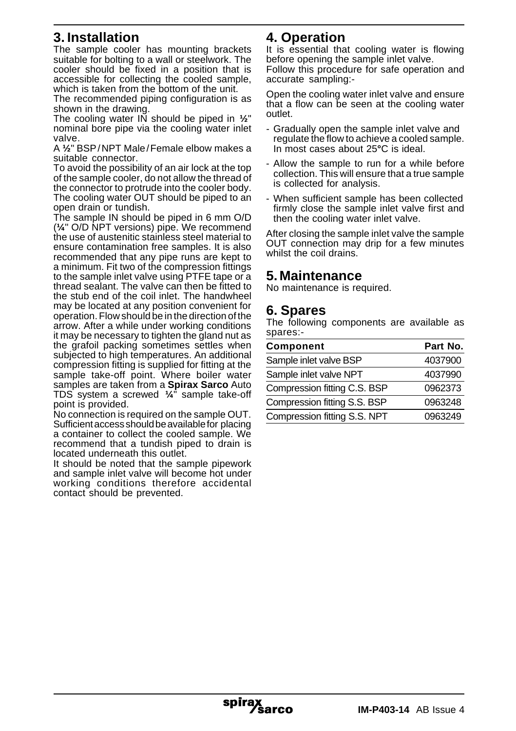## 3. Installation

The sample cooler has mounting brackets suitable for bolting to a wall or steelwork. The cooler should be fixed in a position that is accessible for collecting the cooled sample, which is taken from the bottom of the unit.

The recommended piping configuration is as shown in the drawing.

The cooling water IN should be piped in ½" nominal bore pipe via the cooling water inlet valve.

A ½" BSP / NPT Male / Female elbow makes a suitable connector.

To avoid the possibility of an air lock at the top of the sample cooler, do not allow the thread of the connector to protrude into the cooler body.

The cooling water OUT should be piped to an open drain or tundish.

The sample IN should be piped in 6 mm O/D (¼" O/D NPT versions) pipe. We recommend the use of austenitic stainless steel material to ensure contamination free samples. It is also recommended that any pipe runs are kept to a minimum. Fit two of the compression fittings to the sample inlet valve using PTFE tape or a thread sealant. The valve can then be fitted to the stub end of the coil inlet. The handwheel may be located at any position convenient for operation. Flow should be in the direction of the arrow. After a while under working conditions it may be necessary to tighten the gland nut as the grafoil packing sometimes settles when subjected to high temperatures. An additional compression fitting is supplied for fitting at the sample take-off point. Where boiler water samples are taken from a **Spirax Sarco** Auto TDS system a screwed ¼" sample take-off point is provided.

No connection is required on the sample OUT. Sufficient access should be available for placing a container to collect the cooled sample. We recommend that a tundish piped to drain is located underneath this outlet.

It should be noted that the sample pipework and sample inlet valve will become hot under working conditions therefore accidental contact should be prevented.

## 4. Operation

It is essential that cooling water is flowing before opening the sample inlet valve.

Follow this procedure for safe operation and accurate sampling:-

Open the cooling water inlet valve and ensure that a flow can be seen at the cooling water outlet.

- Gradually open the sample inlet valve and regulate the flow to achieve a cooled sample. In most cases about 25°C is ideal.
- Allow the sample to run for a while before collection. This will ensure that a true sample is collected for analysis.
- When sufficient sample has been collected firmly close the sample inlet valve first and then the cooling water inlet valve.

After closing the sample inlet valve the sample OUT connection may drip for a few minutes whilst the coil drains.

## 5. Maintenance

No maintenance is required.

## 6. Spares

The following components are available as spares:-

| Component | Part No. |
|---|---|
| Sample inlet valve BSP | 4037900 |
| Sample inlet valve NPT | 4037990 |
| Compression fitting C.S. BSP | 0962373 |
| Compression fitting S.S. BSP | 0963248 |
| Compression fitting S.S. NPT | 0963249 |